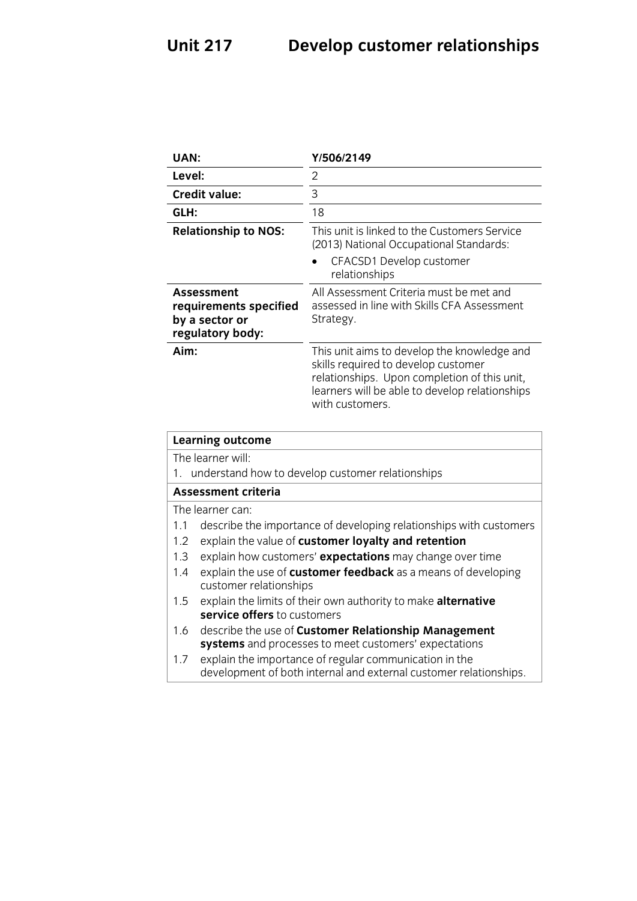# Unit 217 Develop customer relationships

| | |
|---|---|
| **UAN:** | **Y/506/2149** |
| **Level:** | 2 |
| **Credit value:** | 3 |
| **GLH:** | 18 |
| **Relationship to NOS:** | This unit is linked to the Customers Service (2013) National Occupational Standards:<br>• CFACSD1 Develop customer relationships |
| **Assessment requirements specified by a sector or regulatory body:** | All Assessment Criteria must be met and assessed in line with Skills CFA Assessment Strategy. |
| **Aim:** | This unit aims to develop the knowledge and skills required to develop customer relationships. Upon completion of this unit, learners will be able to develop relationships with customers. |

| **Learning outcome** |
|---|
| The learner will:<br>1. understand how to develop customer relationships |
| **Assessment criteria** |
| The learner can:<br>1.1 describe the importance of developing relationships with customers<br>1.2 explain the value of **customer loyalty and retention**<br>1.3 explain how customers' **expectations** may change over time<br>1.4 explain the use of **customer feedback** as a means of developing customer relationships<br>1.5 explain the limits of their own authority to make **alternative service offers** to customers<br>1.6 describe the use of **Customer Relationship Management systems** and processes to meet customers' expectations<br>1.7 explain the importance of regular communication in the development of both internal and external customer relationships. |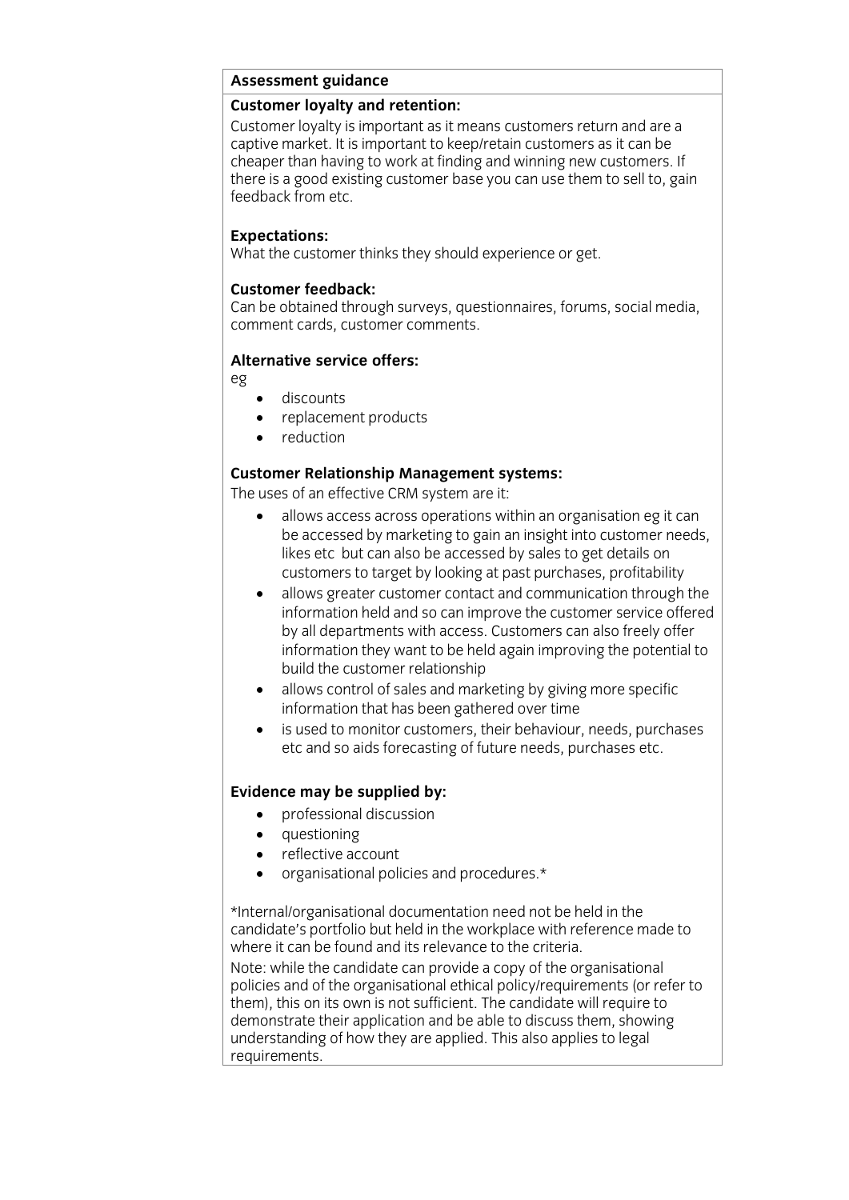**Assessment guidance**

**Customer loyalty and retention:**

Customer loyalty is important as it means customers return and are a captive market. It is important to keep/retain customers as it can be cheaper than having to work at finding and winning new customers. If there is a good existing customer base you can use them to sell to, gain feedback from etc.

**Expectations:**

What the customer thinks they should experience or get.

**Customer feedback:**

Can be obtained through surveys, questionnaires, forums, social media, comment cards, customer comments.

**Alternative service offers:**

eg

- discounts
- replacement products
- reduction

**Customer Relationship Management systems:**

The uses of an effective CRM system are it:

- allows access across operations within an organisation eg it can be accessed by marketing to gain an insight into customer needs, likes etc but can also be accessed by sales to get details on customers to target by looking at past purchases, profitability
- allows greater customer contact and communication through the information held and so can improve the customer service offered by all departments with access. Customers can also freely offer information they want to be held again improving the potential to build the customer relationship
- allows control of sales and marketing by giving more specific information that has been gathered over time
- is used to monitor customers, their behaviour, needs, purchases etc and so aids forecasting of future needs, purchases etc.

**Evidence may be supplied by:**

- professional discussion
- questioning
- reflective account
- organisational policies and procedures.*

*Internal/organisational documentation need not be held in the candidate's portfolio but held in the workplace with reference made to where it can be found and its relevance to the criteria.

Note: while the candidate can provide a copy of the organisational policies and of the organisational ethical policy/requirements (or refer to them), this on its own is not sufficient. The candidate will require to demonstrate their application and be able to discuss them, showing understanding of how they are applied. This also applies to legal requirements.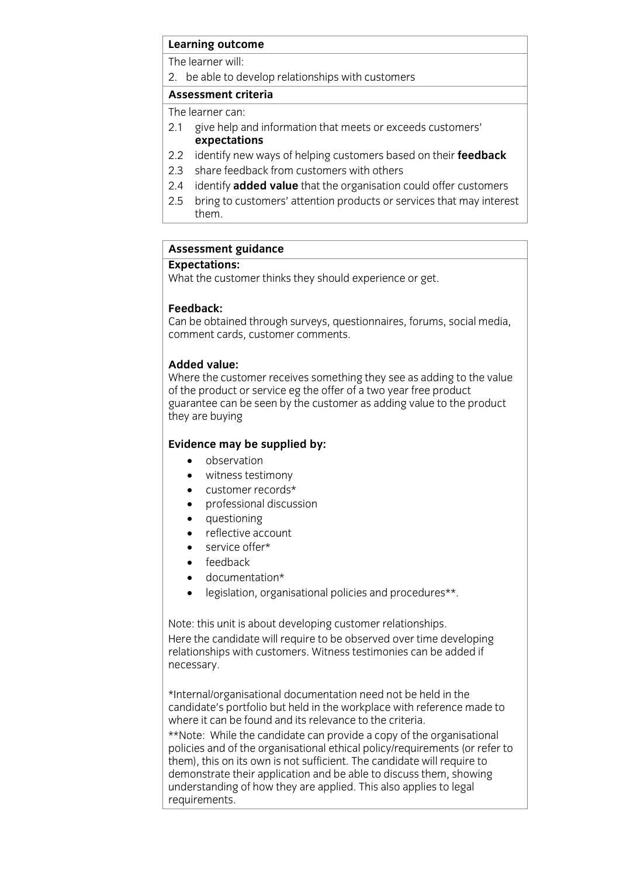**Learning outcome**

The learner will:

2. be able to develop relationships with customers

**Assessment criteria**

The learner can:

2.1 give help and information that meets or exceeds customers' **expectations**

2.2 identify new ways of helping customers based on their **feedback**

2.3 share feedback from customers with others

2.4 identify **added value** that the organisation could offer customers

2.5 bring to customers' attention products or services that may interest them.

**Assessment guidance**

**Expectations:**
What the customer thinks they should experience or get.

**Feedback:**
Can be obtained through surveys, questionnaires, forums, social media, comment cards, customer comments.

**Added value:**
Where the customer receives something they see as adding to the value of the product or service eg the offer of a two year free product guarantee can be seen by the customer as adding value to the product they are buying

**Evidence may be supplied by:**

- observation
- witness testimony
- customer records*
- professional discussion
- questioning
- reflective account
- service offer*
- feedback
- documentation*
- legislation, organisational policies and procedures**.

Note: this unit is about developing customer relationships.

Here the candidate will require to be observed over time developing relationships with customers. Witness testimonies can be added if necessary.

*Internal/organisational documentation need not be held in the candidate's portfolio but held in the workplace with reference made to where it can be found and its relevance to the criteria.

**Note: While the candidate can provide a copy of the organisational policies and of the organisational ethical policy/requirements (or refer to them), this on its own is not sufficient. The candidate will require to demonstrate their application and be able to discuss them, showing understanding of how they are applied. This also applies to legal requirements.